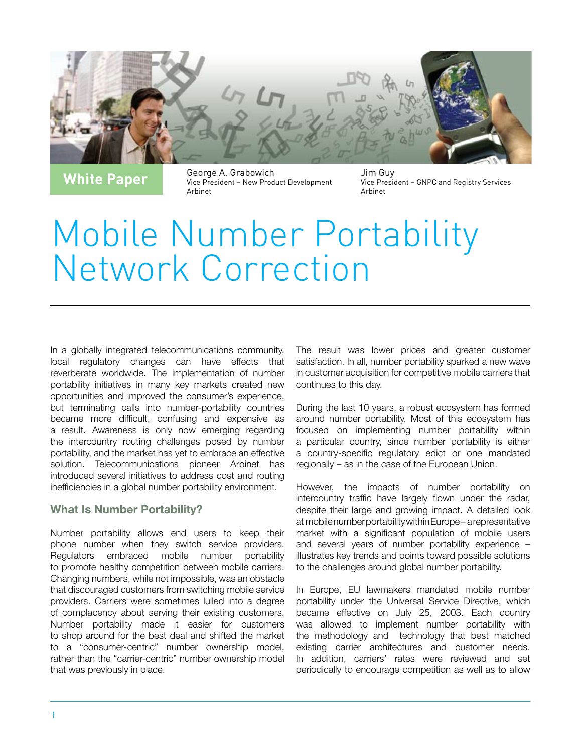White Paper

George A. Grabowich
Vice President – New Product Development
Arbinet

Jim Guy
Vice President – GNPC and Registry Services
Arbinet

# Mobile Number Portability Network Correction

In a globally integrated telecommunications community, local regulatory changes can have effects that reverberate worldwide. The implementation of number portability initiatives in many key markets created new opportunities and improved the consumer's experience, but terminating calls into number-portability countries became more difficult, confusing and expensive as a result. Awareness is only now emerging regarding the intercountry routing challenges posed by number portability, and the market has yet to embrace an effective solution. Telecommunications pioneer Arbinet has introduced several initiatives to address cost and routing inefficiencies in a global number portability environment.

## What Is Number Portability?

Number portability allows end users to keep their phone number when they switch service providers. Regulators embraced mobile number portability to promote healthy competition between mobile carriers. Changing numbers, while not impossible, was an obstacle that discouraged customers from switching mobile service providers. Carriers were sometimes lulled into a degree of complacency about serving their existing customers. Number portability made it easier for customers to shop around for the best deal and shifted the market to a "consumer-centric" number ownership model, rather than the "carrier-centric" number ownership model that was previously in place.

The result was lower prices and greater customer satisfaction. In all, number portability sparked a new wave in customer acquisition for competitive mobile carriers that continues to this day.

During the last 10 years, a robust ecosystem has formed around number portability. Most of this ecosystem has focused on implementing number portability within a particular country, since number portability is either a country-specific regulatory edict or one mandated regionally – as in the case of the European Union.

However, the impacts of number portability on intercountry traffic have largely flown under the radar, despite their large and growing impact. A detailed look at mobile number portability within Europe – a representative market with a significant population of mobile users and several years of number portability experience – illustrates key trends and points toward possible solutions to the challenges around global number portability.

In Europe, EU lawmakers mandated mobile number portability under the Universal Service Directive, which became effective on July 25, 2003. Each country was allowed to implement number portability with the methodology and technology that best matched existing carrier architectures and customer needs. In addition, carriers' rates were reviewed and set periodically to encourage competition as well as to allow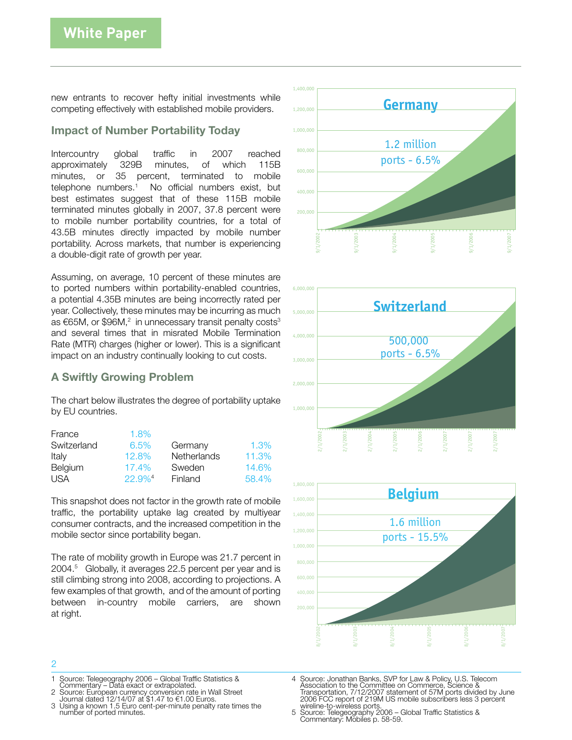new entrants to recover hefty initial investments while competing effectively with established mobile providers.

## Impact of Number Portability Today

Intercountry global traffic in 2007 reached approximately 329B minutes, of which 115B minutes, or 35 percent, terminated to mobile telephone numbers.[1] No official numbers exist, but best estimates suggest that of these 115B mobile terminated minutes globally in 2007, 37.8 percent were to mobile number portability countries, for a total of 43.5B minutes directly impacted by mobile number portability. Across markets, that number is experiencing a double-digit rate of growth per year.

Assuming, on average, 10 percent of these minutes are to ported numbers within portability-enabled countries, a potential 4.35B minutes are being incorrectly rated per year. Collectively, these minutes may be incurring as much as €65M, or $96M,[2] in unnecessary transit penalty costs[3] and several times that in misrated Mobile Termination Rate (MTR) charges (higher or lower). This is a significant impact on an industry continually looking to cut costs.

## A Swiftly Growing Problem

The chart below illustrates the degree of portability uptake by EU countries.

| Country | Uptake | Country | Uptake |
|---|---|---|---|
| France | 1.8% | | |
| Switzerland | 6.5% | Germany | 1.3% |
| Italy | 12.8% | Netherlands | 11.3% |
| Belgium | 17.4% | Sweden | 14.6% |
| USA | 22.9%[4] | Finland | 58.4% |

This snapshot does not factor in the growth rate of mobile traffic, the portability uptake lag created by multiyear consumer contracts, and the increased competition in the mobile sector since portability began.

The rate of mobility growth in Europe was 21.7 percent in 2004.[5] Globally, it averages 22.5 percent per year and is still climbing strong into 2008, according to projections. A few examples of that growth, and of the amount of porting between in-country mobile carriers, are shown at right.

**Germany** — 1.2 million ports - 6.5%

**Switzerland** — 500,000 ports - 6.5%

**Belgium** — 1.6 million ports - 15.5%

---

1 Source: Telegeography 2006 – Global Traffic Statistics & Commentary – Data exact or extrapolated.
2 Source: European currency conversion rate in Wall Street Journal dated 12/14/07 at $1.47 to €1.00 Euros.
3 Using a known 1.5 Euro cent-per-minute penalty rate times the number of ported minutes.
4 Source: Jonathan Banks, SVP for Law & Policy, U.S. Telecom Association to the Committee on Commerce, Science & Transportation, 7/12/2007 statement of 57M ports divided by June 2006 FCC report of 219M US mobile subscribers less 3 percent wireline-to-wireless ports.
5 Source: Telegeography 2006 – Global Traffic Statistics & Commentary: Mobiles p. 58-59.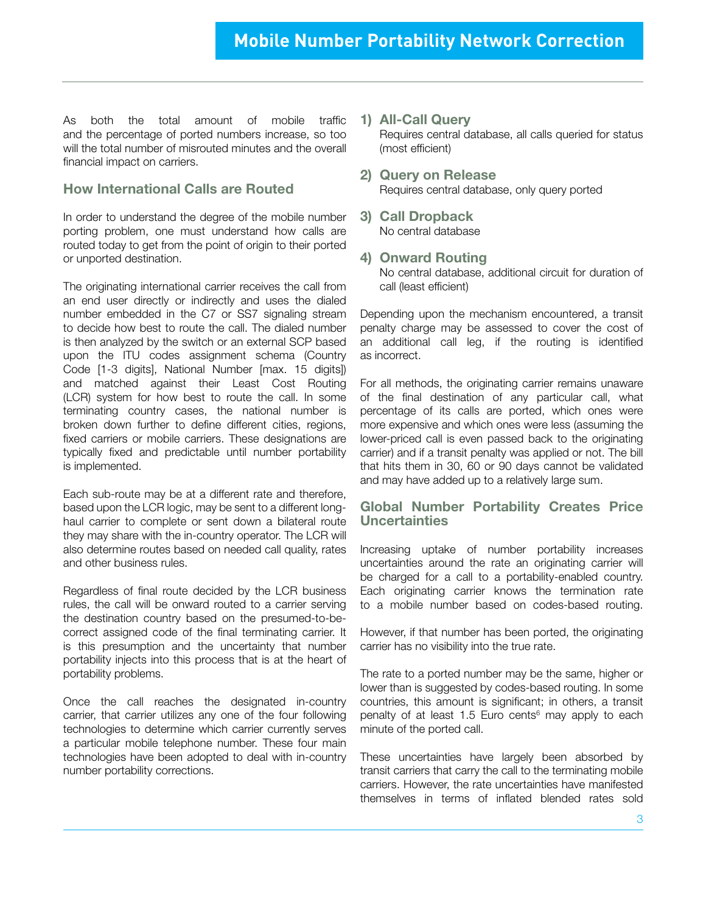As both the total amount of mobile traffic and the percentage of ported numbers increase, so too will the total number of misrouted minutes and the overall financial impact on carriers.

## How International Calls are Routed

In order to understand the degree of the mobile number porting problem, one must understand how calls are routed today to get from the point of origin to their ported or unported destination.

The originating international carrier receives the call from an end user directly or indirectly and uses the dialed number embedded in the C7 or SS7 signaling stream to decide how best to route the call. The dialed number is then analyzed by the switch or an external SCP based upon the ITU codes assignment schema (Country Code [1-3 digits], National Number [max. 15 digits]) and matched against their Least Cost Routing (LCR) system for how best to route the call. In some terminating country cases, the national number is broken down further to define different cities, regions, fixed carriers or mobile carriers. These designations are typically fixed and predictable until number portability is implemented.

Each sub-route may be at a different rate and therefore, based upon the LCR logic, may be sent to a different long-haul carrier to complete or sent down a bilateral route they may share with the in-country operator. The LCR will also determine routes based on needed call quality, rates and other business rules.

Regardless of final route decided by the LCR business rules, the call will be onward routed to a carrier serving the destination country based on the presumed-to-be-correct assigned code of the final terminating carrier. It is this presumption and the uncertainty that number portability injects into this process that is at the heart of portability problems.

Once the call reaches the designated in-country carrier, that carrier utilizes any one of the four following technologies to determine which carrier currently serves a particular mobile telephone number. These four main technologies have been adopted to deal with in-country number portability corrections.

1) **All-Call Query**
   Requires central database, all calls queried for status (most efficient)

2) **Query on Release**
   Requires central database, only query ported

3) **Call Dropback**
   No central database

4) **Onward Routing**
   No central database, additional circuit for duration of call (least efficient)

Depending upon the mechanism encountered, a transit penalty charge may be assessed to cover the cost of an additional call leg, if the routing is identified as incorrect.

For all methods, the originating carrier remains unaware of the final destination of any particular call, what percentage of its calls are ported, which ones were more expensive and which ones were less (assuming the lower-priced call is even passed back to the originating carrier) and if a transit penalty was applied or not. The bill that hits them in 30, 60 or 90 days cannot be validated and may have added up to a relatively large sum.

## Global Number Portability Creates Price Uncertainties

Increasing uptake of number portability increases uncertainties around the rate an originating carrier will be charged for a call to a portability-enabled country. Each originating carrier knows the termination rate to a mobile number based on codes-based routing.

However, if that number has been ported, the originating carrier has no visibility into the true rate.

The rate to a ported number may be the same, higher or lower than is suggested by codes-based routing. In some countries, this amount is significant; in others, a transit penalty of at least 1.5 Euro cents[6] may apply to each minute of the ported call.

These uncertainties have largely been absorbed by transit carriers that carry the call to the terminating mobile carriers. However, the rate uncertainties have manifested themselves in terms of inflated blended rates sold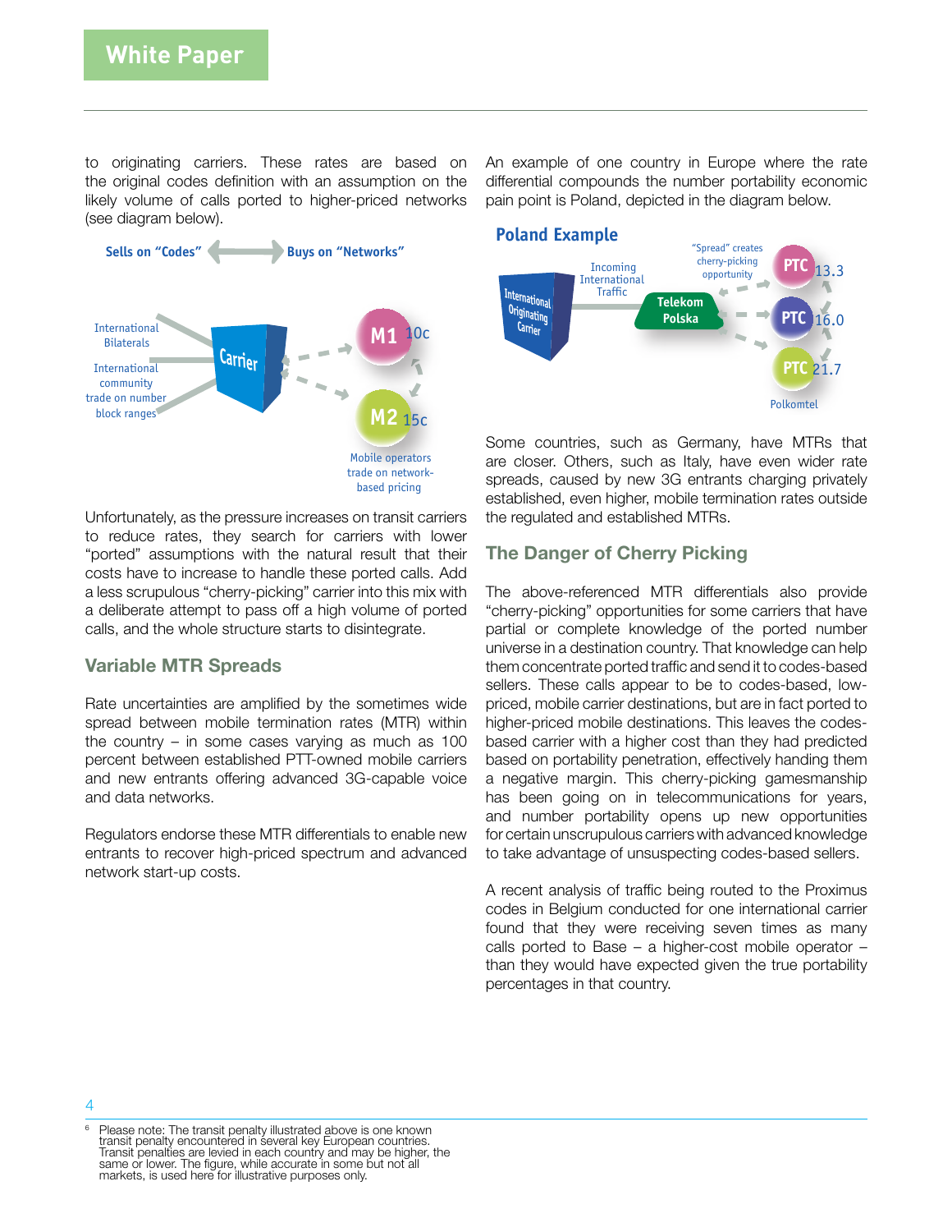to originating carriers. These rates are based on the original codes definition with an assumption on the likely volume of calls ported to higher-priced networks (see diagram below).

Sells on "Codes" ⟷ Buys on "Networks"

International Bilaterals

International community trade on number block ranges

Carrier

M1 10c

M2 15c

Mobile operators trade on network-based pricing

Unfortunately, as the pressure increases on transit carriers to reduce rates, they search for carriers with lower "ported" assumptions with the natural result that their costs have to increase to handle these ported calls. Add a less scrupulous "cherry-picking" carrier into this mix with a deliberate attempt to pass off a high volume of ported calls, and the whole structure starts to disintegrate.

## Variable MTR Spreads

Rate uncertainties are amplified by the sometimes wide spread between mobile termination rates (MTR) within the country – in some cases varying as much as 100 percent between established PTT-owned mobile carriers and new entrants offering advanced 3G-capable voice and data networks.

Regulators endorse these MTR differentials to enable new entrants to recover high-priced spectrum and advanced network start-up costs.

An example of one country in Europe where the rate differential compounds the number portability economic pain point is Poland, depicted in the diagram below.

**Poland Example**

International Originating Carrier

Incoming International Traffic

Telekom Polska

"Spread" creates cherry-picking opportunity

PTC 13.3

PTC 16.0

PTC 21.7

Polkomtel

Some countries, such as Germany, have MTRs that are closer. Others, such as Italy, have even wider rate spreads, caused by new 3G entrants charging privately established, even higher, mobile termination rates outside the regulated and established MTRs.

## The Danger of Cherry Picking

The above-referenced MTR differentials also provide "cherry-picking" opportunities for some carriers that have partial or complete knowledge of the ported number universe in a destination country. That knowledge can help them concentrate ported traffic and send it to codes-based sellers. These calls appear to be to codes-based, low-priced, mobile carrier destinations, but are in fact ported to higher-priced mobile destinations. This leaves the codes-based carrier with a higher cost than they had predicted based on portability penetration, effectively handing them a negative margin. This cherry-picking gamesmanship has been going on in telecommunications for years, and number portability opens up new opportunities for certain unscrupulous carriers with advanced knowledge to take advantage of unsuspecting codes-based sellers.

A recent analysis of traffic being routed to the Proximus codes in Belgium conducted for one international carrier found that they were receiving seven times as many calls ported to Base – a higher-cost mobile operator – than they would have expected given the true portability percentages in that country.

[6] Please note: The transit penalty illustrated above is one known transit penalty encountered in several key European countries. Transit penalties are levied in each country and may be higher, the same or lower. The figure, while accurate in some but not all markets, is used here for illustrative purposes only.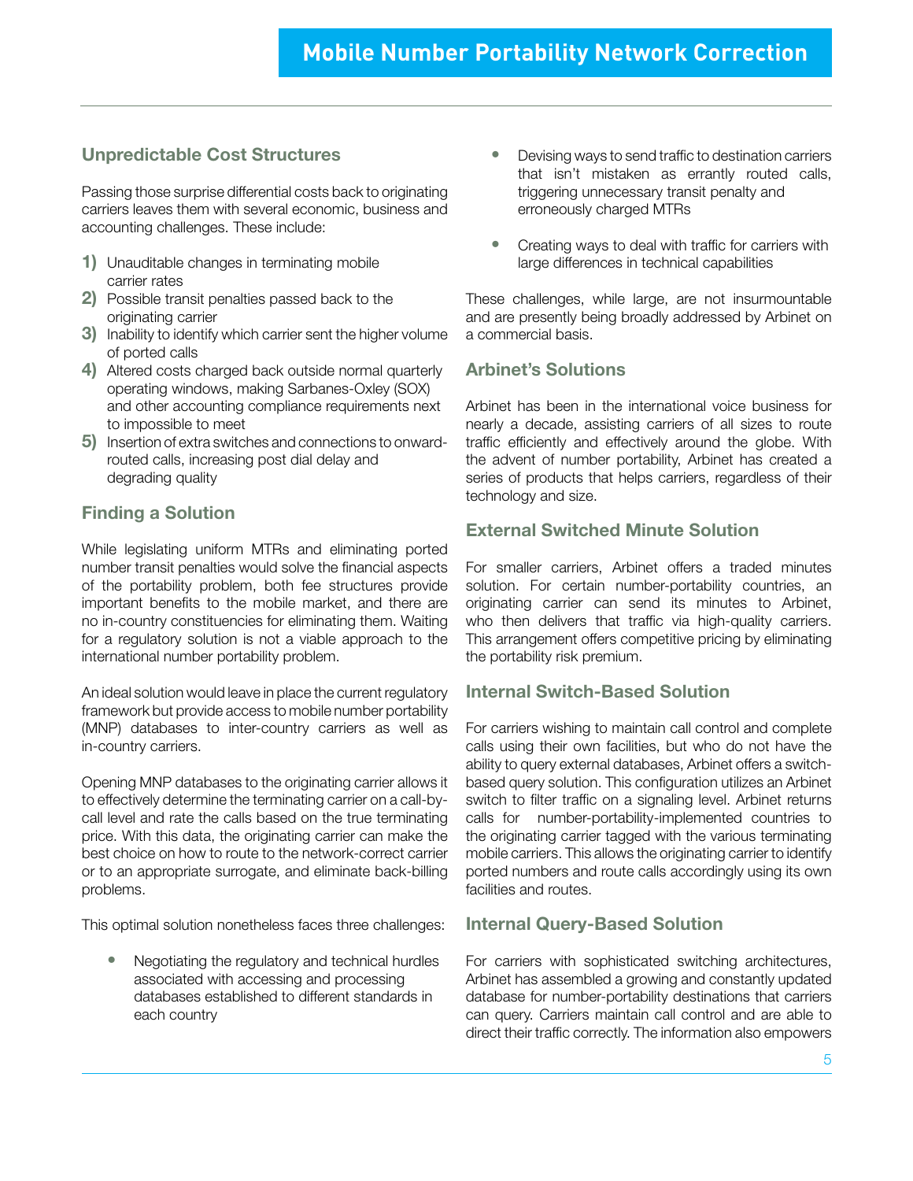## Unpredictable Cost Structures

Passing those surprise differential costs back to originating carriers leaves them with several economic, business and accounting challenges. These include:

1) Unauditable changes in terminating mobile carrier rates
2) Possible transit penalties passed back to the originating carrier
3) Inability to identify which carrier sent the higher volume of ported calls
4) Altered costs charged back outside normal quarterly operating windows, making Sarbanes-Oxley (SOX) and other accounting compliance requirements next to impossible to meet
5) Insertion of extra switches and connections to onward-routed calls, increasing post dial delay and degrading quality

## Finding a Solution

While legislating uniform MTRs and eliminating ported number transit penalties would solve the financial aspects of the portability problem, both fee structures provide important benefits to the mobile market, and there are no in-country constituencies for eliminating them. Waiting for a regulatory solution is not a viable approach to the international number portability problem.

An ideal solution would leave in place the current regulatory framework but provide access to mobile number portability (MNP) databases to inter-country carriers as well as in-country carriers.

Opening MNP databases to the originating carrier allows it to effectively determine the terminating carrier on a call-by-call level and rate the calls based on the true terminating price. With this data, the originating carrier can make the best choice on how to route to the network-correct carrier or to an appropriate surrogate, and eliminate back-billing problems.

This optimal solution nonetheless faces three challenges:

- Negotiating the regulatory and technical hurdles associated with accessing and processing databases established to different standards in each country
- Devising ways to send traffic to destination carriers that isn't mistaken as errantly routed calls, triggering unnecessary transit penalty and erroneously charged MTRs
- Creating ways to deal with traffic for carriers with large differences in technical capabilities

These challenges, while large, are not insurmountable and are presently being broadly addressed by Arbinet on a commercial basis.

## Arbinet's Solutions

Arbinet has been in the international voice business for nearly a decade, assisting carriers of all sizes to route traffic efficiently and effectively around the globe. With the advent of number portability, Arbinet has created a series of products that helps carriers, regardless of their technology and size.

## External Switched Minute Solution

For smaller carriers, Arbinet offers a traded minutes solution. For certain number-portability countries, an originating carrier can send its minutes to Arbinet, who then delivers that traffic via high-quality carriers. This arrangement offers competitive pricing by eliminating the portability risk premium.

## Internal Switch-Based Solution

For carriers wishing to maintain call control and complete calls using their own facilities, but who do not have the ability to query external databases, Arbinet offers a switch-based query solution. This configuration utilizes an Arbinet switch to filter traffic on a signaling level. Arbinet returns calls for number-portability-implemented countries to the originating carrier tagged with the various terminating mobile carriers. This allows the originating carrier to identify ported numbers and route calls accordingly using its own facilities and routes.

## Internal Query-Based Solution

For carriers with sophisticated switching architectures, Arbinet has assembled a growing and constantly updated database for number-portability destinations that carriers can query. Carriers maintain call control and are able to direct their traffic correctly. The information also empowers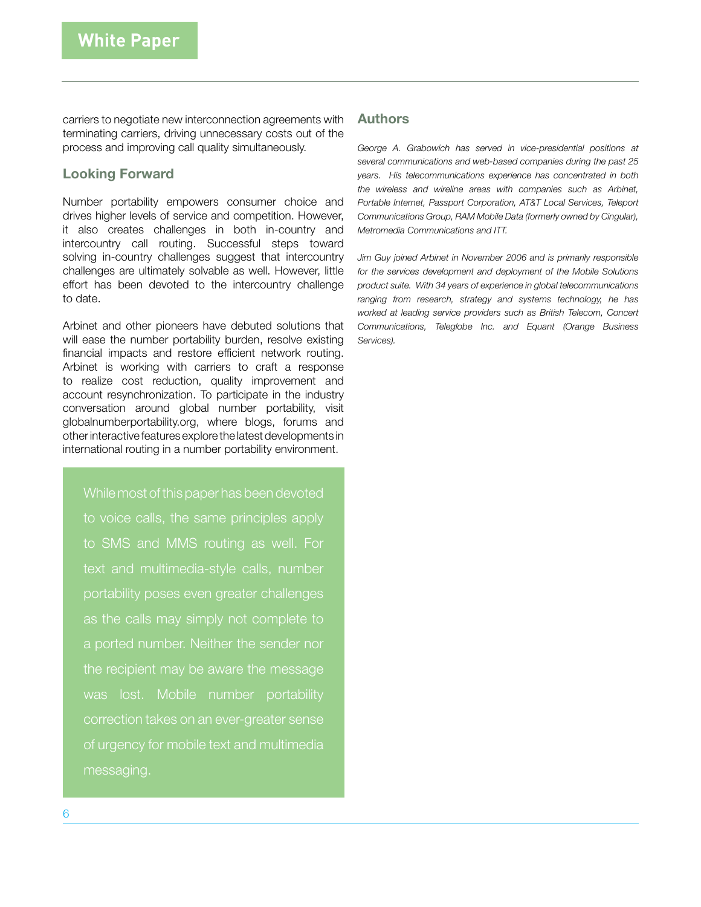carriers to negotiate new interconnection agreements with terminating carriers, driving unnecessary costs out of the process and improving call quality simultaneously.

## Looking Forward

Number portability empowers consumer choice and drives higher levels of service and competition. However, it also creates challenges in both in-country and intercountry call routing. Successful steps toward solving in-country challenges suggest that intercountry challenges are ultimately solvable as well. However, little effort has been devoted to the intercountry challenge to date.

Arbinet and other pioneers have debuted solutions that will ease the number portability burden, resolve existing financial impacts and restore efficient network routing. Arbinet is working with carriers to craft a response to realize cost reduction, quality improvement and account resynchronization. To participate in the industry conversation around global number portability, visit globalnumberportability.org, where blogs, forums and other interactive features explore the latest developments in international routing in a number portability environment.

> While most of this paper has been devoted to voice calls, the same principles apply to SMS and MMS routing as well. For text and multimedia-style calls, number portability poses even greater challenges as the calls may simply not complete to a ported number. Neither the sender nor the recipient may be aware the message was lost. Mobile number portability correction takes on an ever-greater sense of urgency for mobile text and multimedia messaging.

## Authors

*George A. Grabowich has served in vice-presidential positions at several communications and web-based companies during the past 25 years. His telecommunications experience has concentrated in both the wireless and wireline areas with companies such as Arbinet, Portable Internet, Passport Corporation, AT&T Local Services, Teleport Communications Group, RAM Mobile Data (formerly owned by Cingular), Metromedia Communications and ITT.*

*Jim Guy joined Arbinet in November 2006 and is primarily responsible for the services development and deployment of the Mobile Solutions product suite. With 34 years of experience in global telecommunications ranging from research, strategy and systems technology, he has worked at leading service providers such as British Telecom, Concert Communications, Teleglobe Inc. and Equant (Orange Business Services).*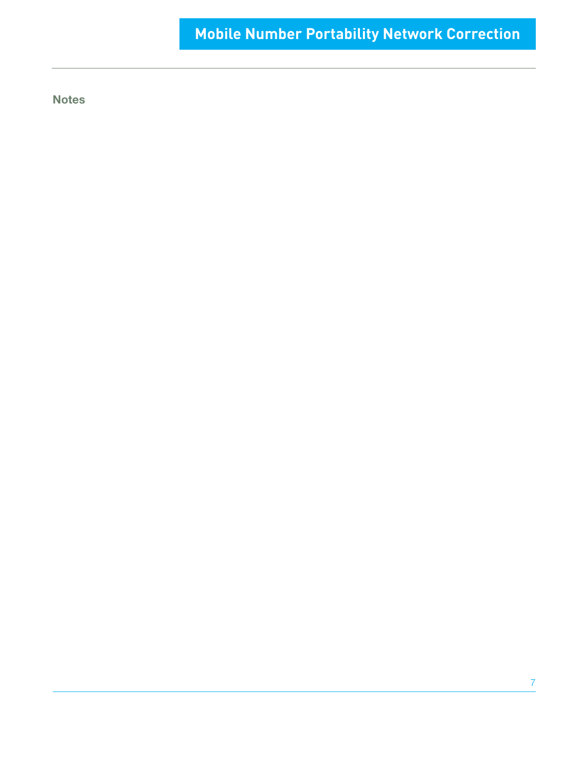## Notes